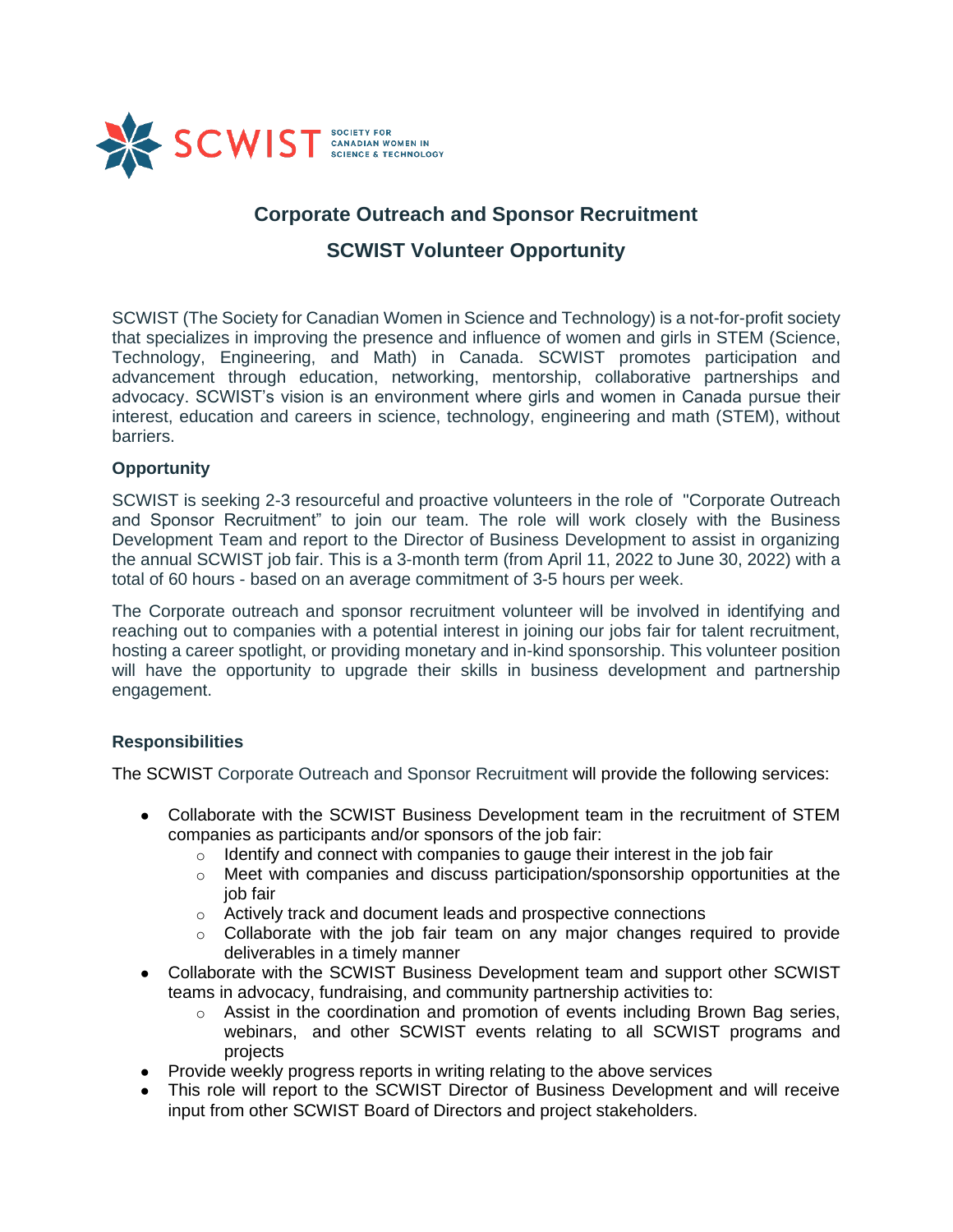SCWIST SOCIETY FOR CANADIAN WOMEN IN SCIENCE & TECHNOLOGY

# Corporate Outreach and Sponsor Recruitment

## SCWIST Volunteer Opportunity

SCWIST (The Society for Canadian Women in Science and Technology) is a not-for-profit society that specializes in improving the presence and influence of women and girls in STEM (Science, Technology, Engineering, and Math) in Canada. SCWIST promotes participation and advancement through education, networking, mentorship, collaborative partnerships and advocacy. SCWIST's vision is an environment where girls and women in Canada pursue their interest, education and careers in science, technology, engineering and math (STEM), without barriers.

**Opportunity**

SCWIST is seeking 2-3 resourceful and proactive volunteers in the role of "Corporate Outreach and Sponsor Recruitment" to join our team. The role will work closely with the Business Development Team and report to the Director of Business Development to assist in organizing the annual SCWIST job fair. This is a 3-month term (from April 11, 2022 to June 30, 2022) with a total of 60 hours - based on an average commitment of 3-5 hours per week.

The Corporate outreach and sponsor recruitment volunteer will be involved in identifying and reaching out to companies with a potential interest in joining our jobs fair for talent recruitment, hosting a career spotlight, or providing monetary and in-kind sponsorship. This volunteer position will have the opportunity to upgrade their skills in business development and partnership engagement.

**Responsibilities**

The SCWIST Corporate Outreach and Sponsor Recruitment will provide the following services:

- Collaborate with the SCWIST Business Development team in the recruitment of STEM companies as participants and/or sponsors of the job fair:
  - Identify and connect with companies to gauge their interest in the job fair
  - Meet with companies and discuss participation/sponsorship opportunities at the job fair
  - Actively track and document leads and prospective connections
  - Collaborate with the job fair team on any major changes required to provide deliverables in a timely manner
- Collaborate with the SCWIST Business Development team and support other SCWIST teams in advocacy, fundraising, and community partnership activities to:
  - Assist in the coordination and promotion of events including Brown Bag series, webinars, and other SCWIST events relating to all SCWIST programs and projects
- Provide weekly progress reports in writing relating to the above services
- This role will report to the SCWIST Director of Business Development and will receive input from other SCWIST Board of Directors and project stakeholders.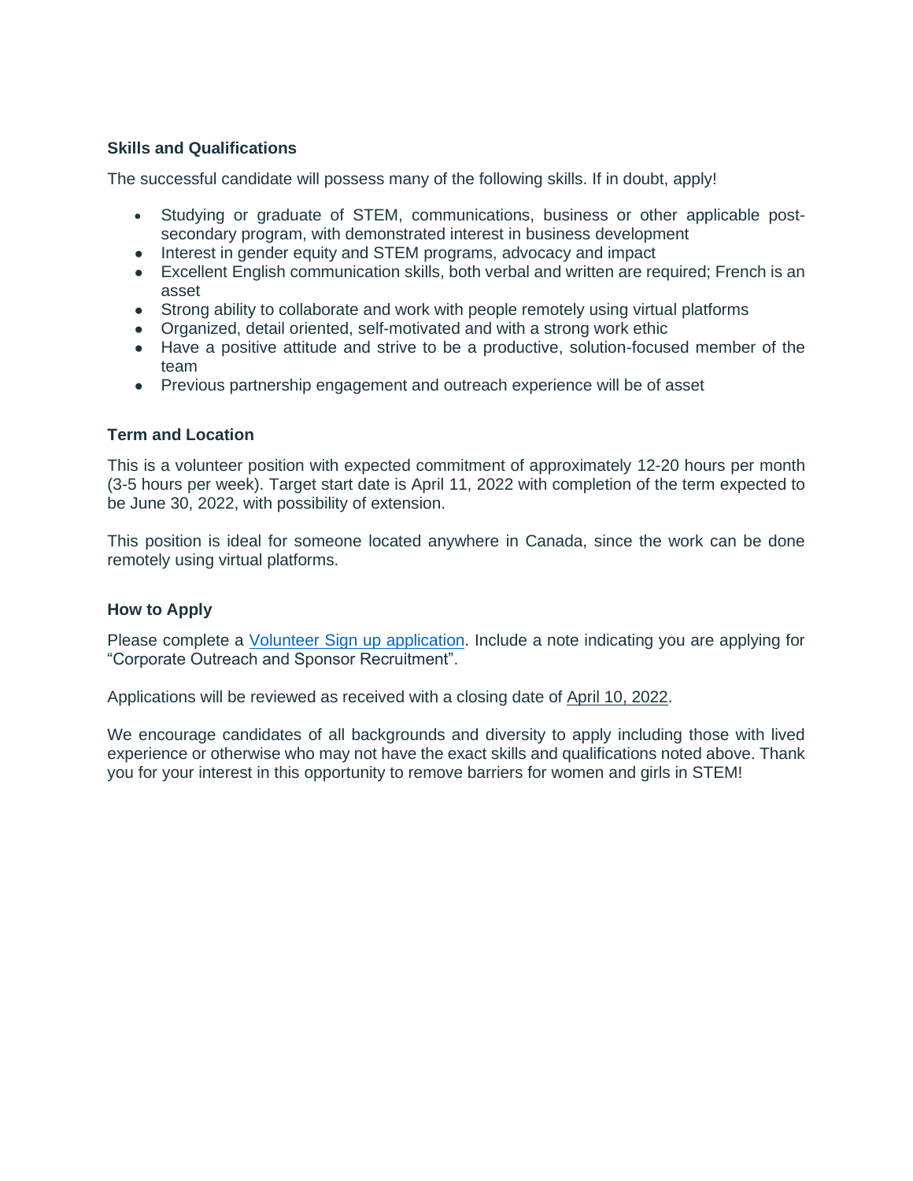### Skills and Qualifications

The successful candidate will possess many of the following skills. If in doubt, apply!

- Studying or graduate of STEM, communications, business or other applicable post-secondary program, with demonstrated interest in business development
- Interest in gender equity and STEM programs, advocacy and impact
- Excellent English communication skills, both verbal and written are required; French is an asset
- Strong ability to collaborate and work with people remotely using virtual platforms
- Organized, detail oriented, self-motivated and with a strong work ethic
- Have a positive attitude and strive to be a productive, solution-focused member of the team
- Previous partnership engagement and outreach experience will be of asset

### Term and Location

This is a volunteer position with expected commitment of approximately 12-20 hours per month (3-5 hours per week). Target start date is April 11, 2022 with completion of the term expected to be June 30, 2022, with possibility of extension.

This position is ideal for someone located anywhere in Canada, since the work can be done remotely using virtual platforms.

### How to Apply

Please complete a Volunteer Sign up application. Include a note indicating you are applying for "Corporate Outreach and Sponsor Recruitment".

Applications will be reviewed as received with a closing date of April 10, 2022.

We encourage candidates of all backgrounds and diversity to apply including those with lived experience or otherwise who may not have the exact skills and qualifications noted above. Thank you for your interest in this opportunity to remove barriers for women and girls in STEM!